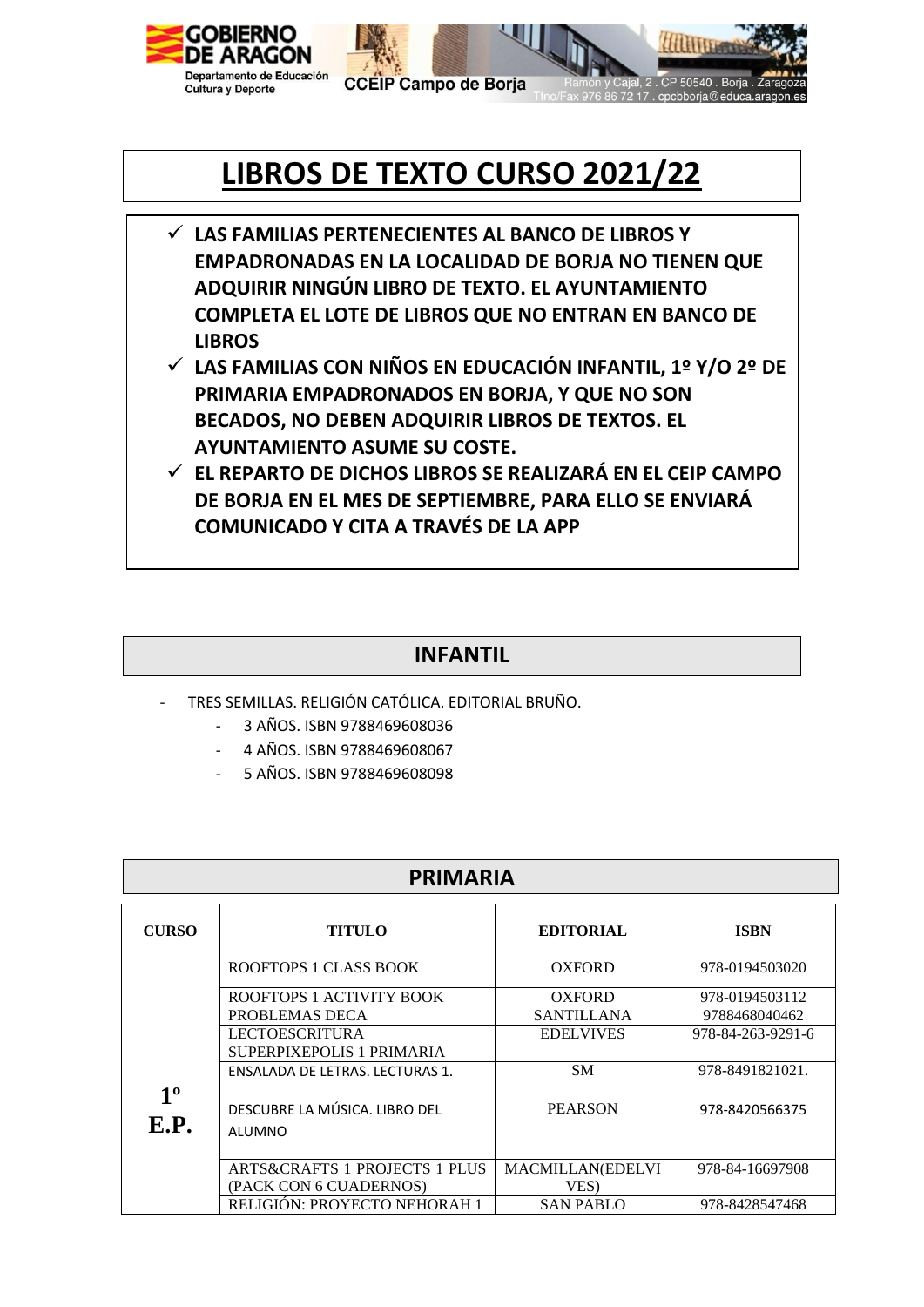# LIBROS DE TEXTO CURSO 2021/22

- ✓ **LAS FAMILIAS PERTENECIENTES AL BANCO DE LIBROS Y EMPADRONADAS EN LA LOCALIDAD DE BORJA NO TIENEN QUE ADQUIRIR NINGÚN LIBRO DE TEXTO. EL AYUNTAMIENTO COMPLETA EL LOTE DE LIBROS QUE NO ENTRAN EN BANCO DE LIBROS**
- ✓ **LAS FAMILIAS CON NIÑOS EN EDUCACIÓN INFANTIL, 1º Y/O 2º DE PRIMARIA EMPADRONADOS EN BORJA, Y QUE NO SON BECADOS, NO DEBEN ADQUIRIR LIBROS DE TEXTOS. EL AYUNTAMIENTO ASUME SU COSTE.**
- ✓ **EL REPARTO DE DICHOS LIBROS SE REALIZARÁ EN EL CEIP CAMPO DE BORJA EN EL MES DE SEPTIEMBRE, PARA ELLO SE ENVIARÁ COMUNICADO Y CITA A TRAVÉS DE LA APP**

## INFANTIL

- TRES SEMILLAS. RELIGIÓN CATÓLICA. EDITORIAL BRUÑO.
  - 3 AÑOS. ISBN 9788469608036
  - 4 AÑOS. ISBN 9788469608067
  - 5 AÑOS. ISBN 9788469608098

## PRIMARIA

| CURSO | TITULO | EDITORIAL | ISBN |
|---|---|---|---|
| 1º E.P. | ROOFTOPS 1 CLASS BOOK | OXFORD | 978-0194503020 |
| | ROOFTOPS 1 ACTIVITY BOOK | OXFORD | 978-0194503112 |
| | PROBLEMAS DECA | SANTILLANA | 9788468040462 |
| | LECTOESCRITURA SUPERPIXEPOLIS 1 PRIMARIA | EDELVIVES | 978-84-263-9291-6 |
| | ENSALADA DE LETRAS. LECTURAS 1. | SM | 978-8491821021. |
| | DESCUBRE LA MÚSICA. LIBRO DEL ALUMNO | PEARSON | 978-8420566375 |
| | ARTS&CRAFTS 1 PROJECTS 1 PLUS (PACK CON 6 CUADERNOS) | MACMILLAN(EDELVIVES) | 978-84-16697908 |
| | RELIGIÓN: PROYECTO NEHORAH 1 | SAN PABLO | 978-8428547468 |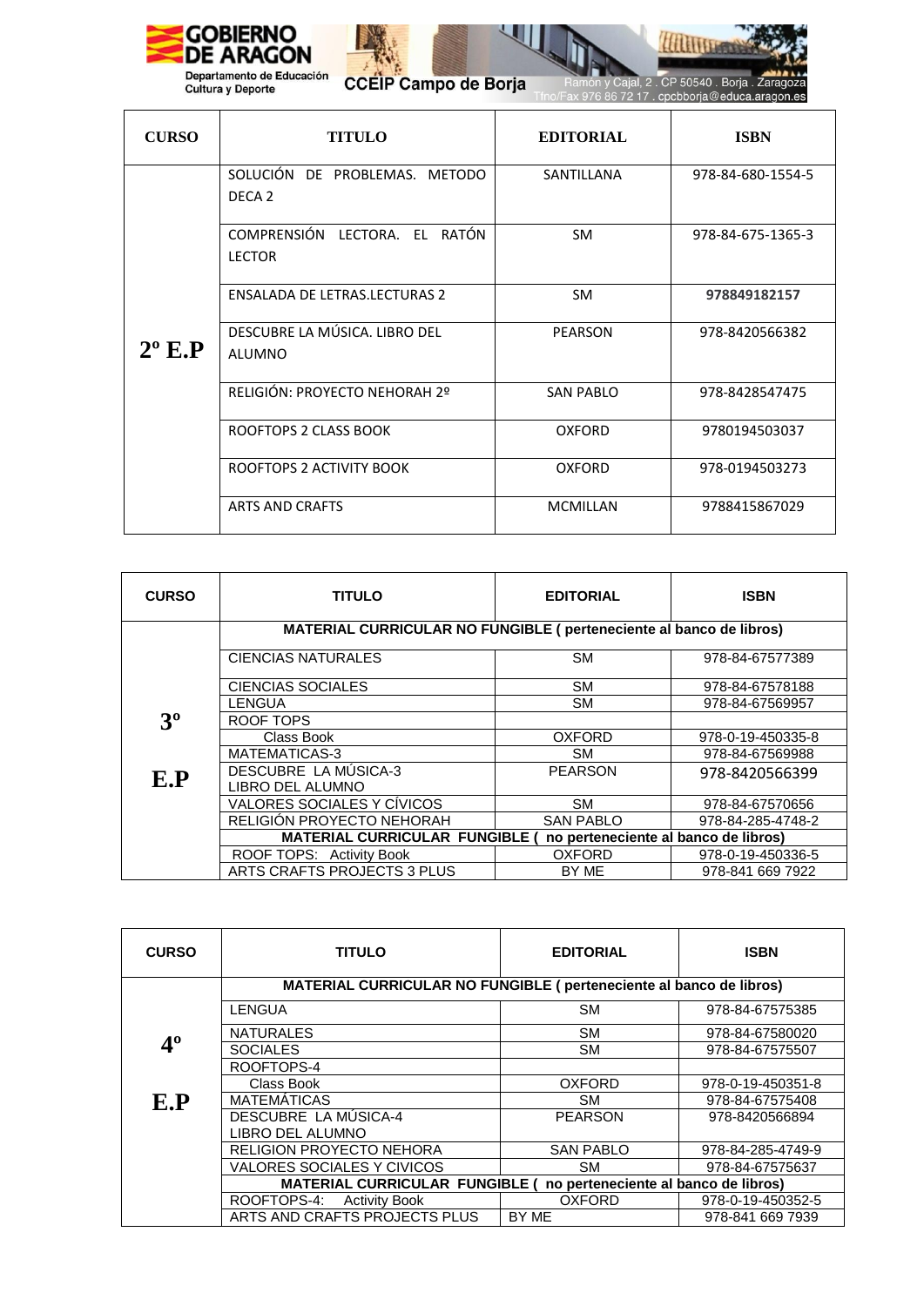| CURSO | TITULO | EDITORIAL | ISBN |
| --- | --- | --- | --- |
| 2º E.P | SOLUCIÓN DE PROBLEMAS. METODO DECA 2 | SANTILLANA | 978-84-680-1554-5 |
| | COMPRENSIÓN LECTORA. EL RATÓN LECTOR | SM | 978-84-675-1365-3 |
| | ENSALADA DE LETRAS.LECTURAS 2 | SM | **978849182157** |
| | DESCUBRE LA MÚSICA. LIBRO DEL ALUMNO | PEARSON | 978-8420566382 |
| | RELIGIÓN: PROYECTO NEHORAH 2º | SAN PABLO | 978-8428547475 |
| | ROOFTOPS 2 CLASS BOOK | OXFORD | 9780194503037 |
| | ROOFTOPS 2 ACTIVITY BOOK | OXFORD | 978-0194503273 |
| | ARTS AND CRAFTS | MCMILLAN | 9788415867029 |

| CURSO | TITULO | EDITORIAL | ISBN |
| --- | --- | --- | --- |
| 3º E.P | **MATERIAL CURRICULAR NO FUNGIBLE ( perteneciente al banco de libros)** | | |
| | CIENCIAS NATURALES | SM | 978-84-67577389 |
| | CIENCIAS SOCIALES | SM | 978-84-67578188 |
| | LENGUA | SM | 978-84-67569957 |
| | ROOF TOPS | | |
| | Class Book | OXFORD | 978-0-19-450335-8 |
| | MATEMATICAS-3 | SM | 978-84-67569988 |
| | DESCUBRE LA MÚSICA-3 LIBRO DEL ALUMNO | PEARSON | 978-8420566399 |
| | VALORES SOCIALES Y CÍVICOS | SM | 978-84-67570656 |
| | RELIGIÓN PROYECTO NEHORAH | SAN PABLO | 978-84-285-4748-2 |
| | **MATERIAL CURRICULAR FUNGIBLE ( no perteneciente al banco de libros)** | | |
| | ROOF TOPS: Activity Book | OXFORD | 978-0-19-450336-5 |
| | ARTS CRAFTS PROJECTS 3 PLUS | BY ME | 978-841 669 7922 |

| CURSO | TITULO | EDITORIAL | ISBN |
| --- | --- | --- | --- |
| 4º E.P | **MATERIAL CURRICULAR NO FUNGIBLE ( perteneciente al banco de libros)** | | |
| | LENGUA | SM | 978-84-67575385 |
| | NATURALES | SM | 978-84-67580020 |
| | SOCIALES | SM | 978-84-67575507 |
| | ROOFTOPS-4 | | |
| | Class Book | OXFORD | 978-0-19-450351-8 |
| | MATEMÁTICAS | SM | 978-84-67575408 |
| | DESCUBRE LA MÚSICA-4 LIBRO DEL ALUMNO | PEARSON | 978-8420566894 |
| | RELIGION PROYECTO NEHORA | SAN PABLO | 978-84-285-4749-9 |
| | VALORES SOCIALES Y CIVICOS | SM | 978-84-67575637 |
| | **MATERIAL CURRICULAR FUNGIBLE ( no perteneciente al banco de libros)** | | |
| | ROOFTOPS-4: Activity Book | OXFORD | 978-0-19-450352-5 |
| | ARTS AND CRAFTS PROJECTS PLUS | BY ME | 978-841 669 7939 |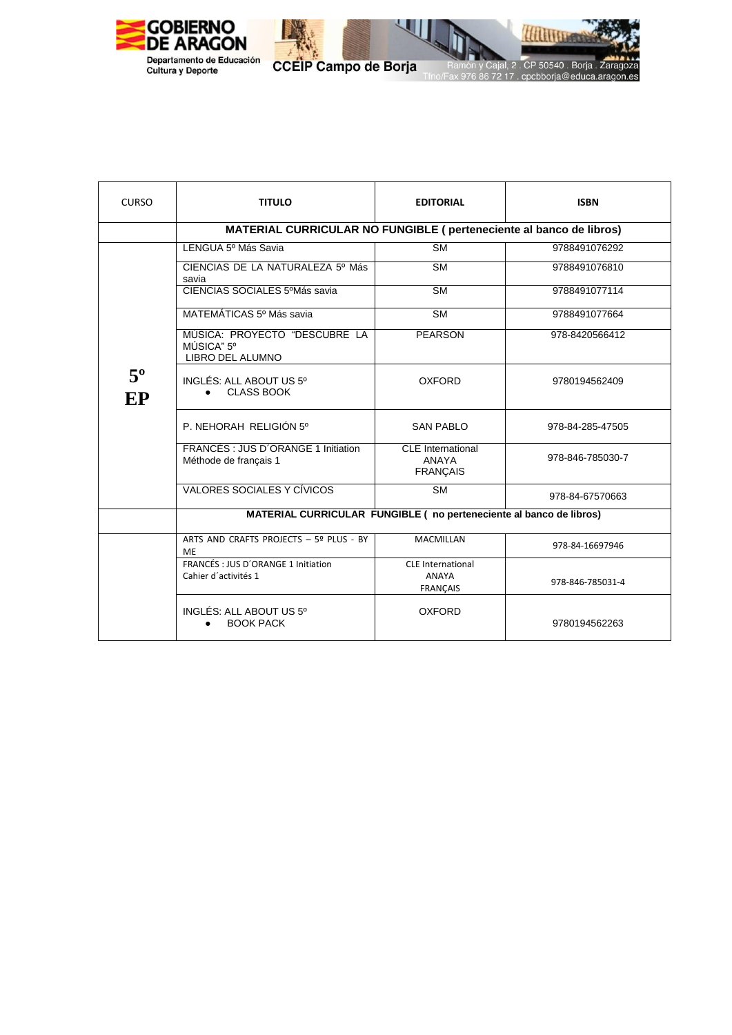| CURSO | TITULO | EDITORIAL | ISBN |
| --- | --- | --- | --- |
| | **MATERIAL CURRICULAR NO FUNGIBLE ( perteneciente al banco de libros)** | | |
| **5º EP** | LENGUA 5º Más Savia | SM | 9788491076292 |
| | CIENCIAS DE LA NATURALEZA 5º Más savia | SM | 9788491076810 |
| | CIENCIAS SOCIALES 5ºMás savia | SM | 9788491077114 |
| | MATEMÁTICAS 5º Más savia | SM | 9788491077664 |
| | MÚSICA: PROYECTO "DESCUBRE LA MÚSICA" 5º LIBRO DEL ALUMNO | PEARSON | 978-8420566412 |
| | INGLÉS: ALL ABOUT US 5º • CLASS BOOK | OXFORD | 9780194562409 |
| | P. NEHORAH RELIGIÓN 5º | SAN PABLO | 978-84-285-47505 |
| | FRANCÉS : JUS D´ORANGE 1 Initiation Méthode de français 1 | CLE International ANAYA FRANÇAIS | 978-846-785030-7 |
| | VALORES SOCIALES Y CÍVICOS | SM | 978-84-67570663 |
| | **MATERIAL CURRICULAR FUNGIBLE ( no perteneciente al banco de libros)** | | |
| | ARTS AND CRAFTS PROJECTS – 5º PLUS - BY ME | MACMILLAN | 978-84-16697946 |
| | FRANCÉS : JUS D´ORANGE 1 Initiation Cahier d´activités 1 | CLE International ANAYA FRANÇAIS | 978-846-785031-4 |
| | INGLÉS: ALL ABOUT US 5º • BOOK PACK | OXFORD | 9780194562263 |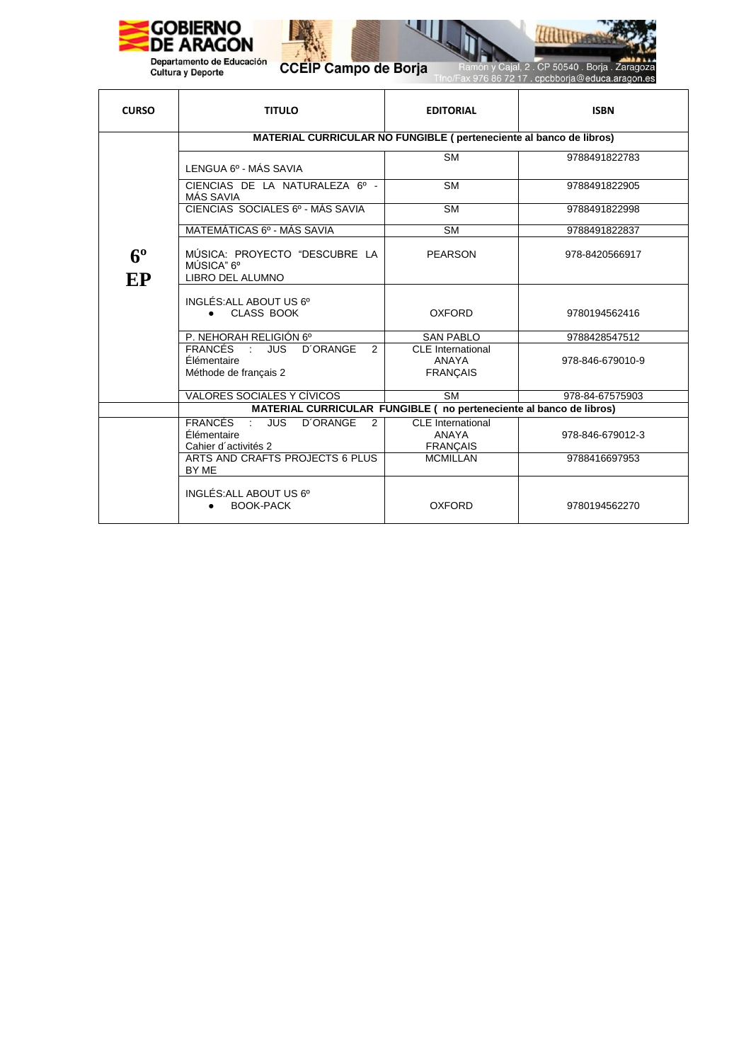| CURSO | TITULO | EDITORIAL | ISBN |
|---|---|---|---|
| | **MATERIAL CURRICULAR NO FUNGIBLE ( perteneciente al banco de libros)** | | |
| **6º EP** | LENGUA 6º - MÁS SAVIA | SM | 9788491822783 |
| | CIENCIAS DE LA NATURALEZA 6º - MÁS SAVIA | SM | 9788491822905 |
| | CIENCIAS SOCIALES 6º - MÁS SAVIA | SM | 9788491822998 |
| | MATEMÁTICAS 6º - MÁS SAVIA | SM | 9788491822837 |
| | MÚSICA: PROYECTO "DESCUBRE LA MÚSICA" 6º LIBRO DEL ALUMNO | PEARSON | 978-8420566917 |
| | INGLÉS:ALL ABOUT US 6º <br>● CLASS BOOK | OXFORD | 9780194562416 |
| | P. NEHORAH RELIGIÓN 6º | SAN PABLO | 9788428547512 |
| | FRANCÉS : JUS D´ORANGE 2 Élémentaire Méthode de français 2 | CLE International ANAYA FRANÇAIS | 978-846-679010-9 |
| | VALORES SOCIALES Y CÍVICOS | SM | 978-84-67575903 |
| | **MATERIAL CURRICULAR FUNGIBLE ( no perteneciente al banco de libros)** | | |
| | FRANCÉS : JUS D´ORANGE 2 Élémentaire Cahier d´activités 2 | CLE International ANAYA FRANÇAIS | 978-846-679012-3 |
| | ARTS AND CRAFTS PROJECTS 6 PLUS BY ME | MCMILLAN | 9788416697953 |
| | INGLÉS:ALL ABOUT US 6º <br>● BOOK-PACK | OXFORD | 9780194562270 |